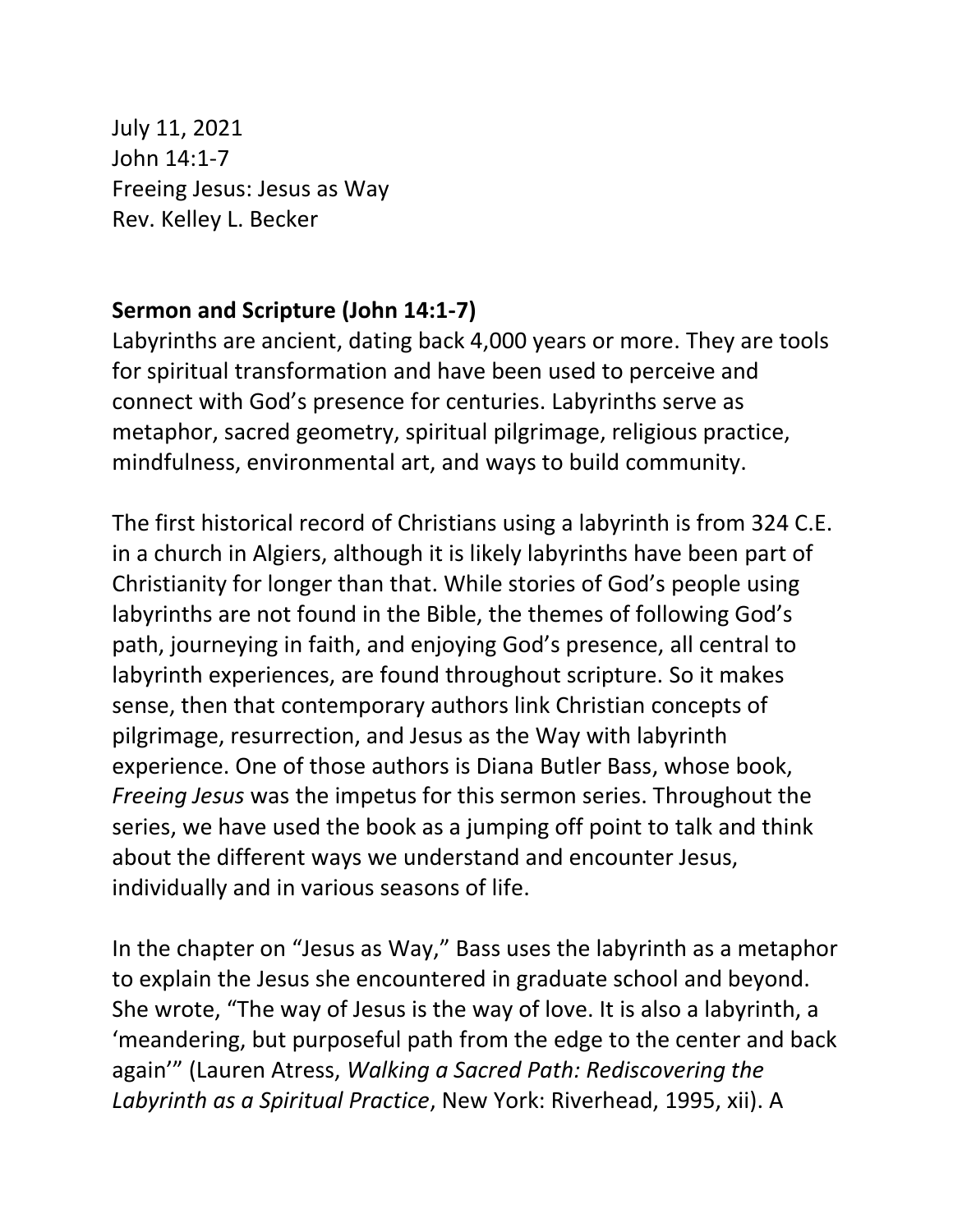July 11, 2021
John 14:1-7
Freeing Jesus: Jesus as Way
Rev. Kelley L. Becker

**Sermon and Scripture (John 14:1-7)**

Labyrinths are ancient, dating back 4,000 years or more. They are tools for spiritual transformation and have been used to perceive and connect with God's presence for centuries. Labyrinths serve as metaphor, sacred geometry, spiritual pilgrimage, religious practice, mindfulness, environmental art, and ways to build community.

The first historical record of Christians using a labyrinth is from 324 C.E. in a church in Algiers, although it is likely labyrinths have been part of Christianity for longer than that. While stories of God's people using labyrinths are not found in the Bible, the themes of following God's path, journeying in faith, and enjoying God's presence, all central to labyrinth experiences, are found throughout scripture. So it makes sense, then that contemporary authors link Christian concepts of pilgrimage, resurrection, and Jesus as the Way with labyrinth experience. One of those authors is Diana Butler Bass, whose book, *Freeing Jesus* was the impetus for this sermon series. Throughout the series, we have used the book as a jumping off point to talk and think about the different ways we understand and encounter Jesus, individually and in various seasons of life.

In the chapter on "Jesus as Way," Bass uses the labyrinth as a metaphor to explain the Jesus she encountered in graduate school and beyond. She wrote, "The way of Jesus is the way of love. It is also a labyrinth, a 'meandering, but purposeful path from the edge to the center and back again'" (Lauren Atress, *Walking a Sacred Path: Rediscovering the Labyrinth as a Spiritual Practice*, New York: Riverhead, 1995, xii). A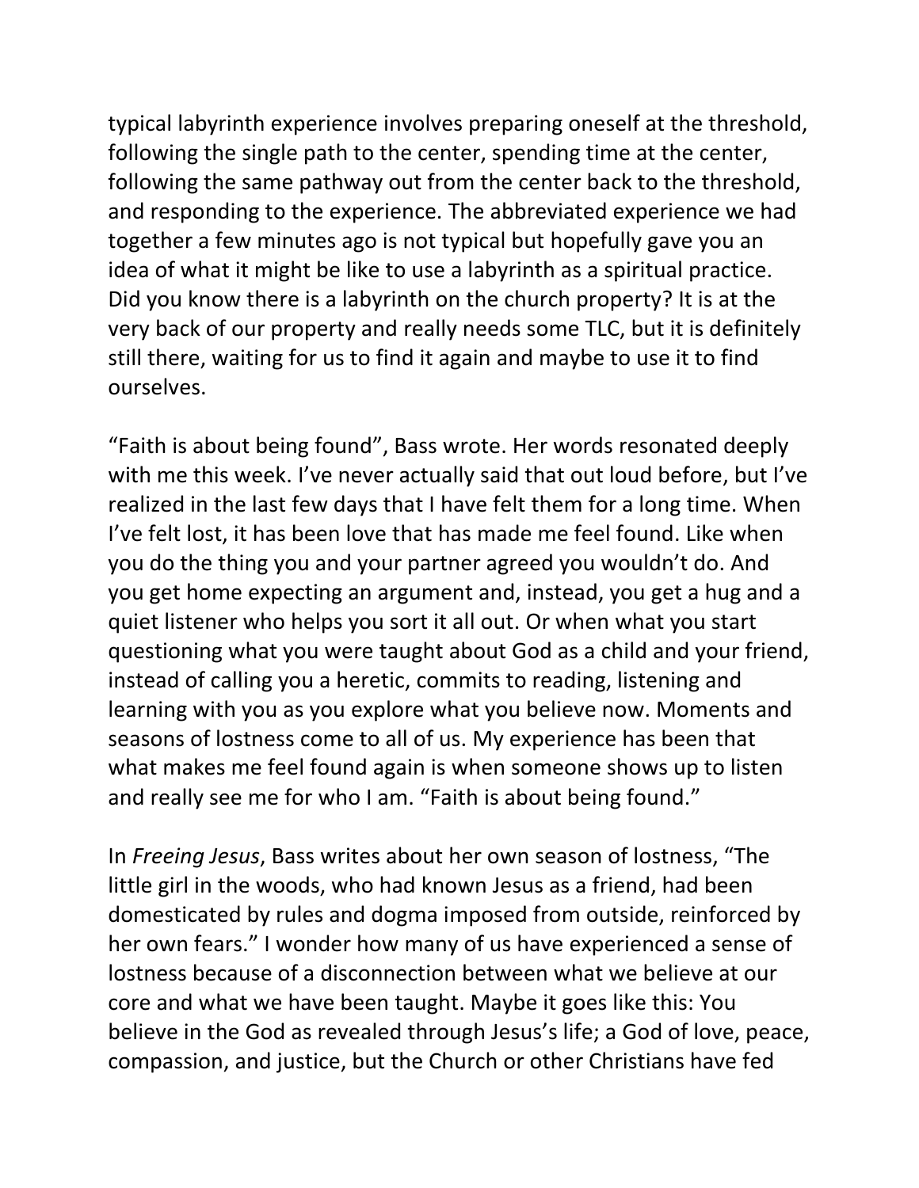typical labyrinth experience involves preparing oneself at the threshold, following the single path to the center, spending time at the center, following the same pathway out from the center back to the threshold, and responding to the experience. The abbreviated experience we had together a few minutes ago is not typical but hopefully gave you an idea of what it might be like to use a labyrinth as a spiritual practice. Did you know there is a labyrinth on the church property? It is at the very back of our property and really needs some TLC, but it is definitely still there, waiting for us to find it again and maybe to use it to find ourselves.

"Faith is about being found", Bass wrote. Her words resonated deeply with me this week. I've never actually said that out loud before, but I've realized in the last few days that I have felt them for a long time. When I've felt lost, it has been love that has made me feel found. Like when you do the thing you and your partner agreed you wouldn't do. And you get home expecting an argument and, instead, you get a hug and a quiet listener who helps you sort it all out. Or when what you start questioning what you were taught about God as a child and your friend, instead of calling you a heretic, commits to reading, listening and learning with you as you explore what you believe now. Moments and seasons of lostness come to all of us. My experience has been that what makes me feel found again is when someone shows up to listen and really see me for who I am. "Faith is about being found."

In *Freeing Jesus*, Bass writes about her own season of lostness, "The little girl in the woods, who had known Jesus as a friend, had been domesticated by rules and dogma imposed from outside, reinforced by her own fears." I wonder how many of us have experienced a sense of lostness because of a disconnection between what we believe at our core and what we have been taught. Maybe it goes like this: You believe in the God as revealed through Jesus's life; a God of love, peace, compassion, and justice, but the Church or other Christians have fed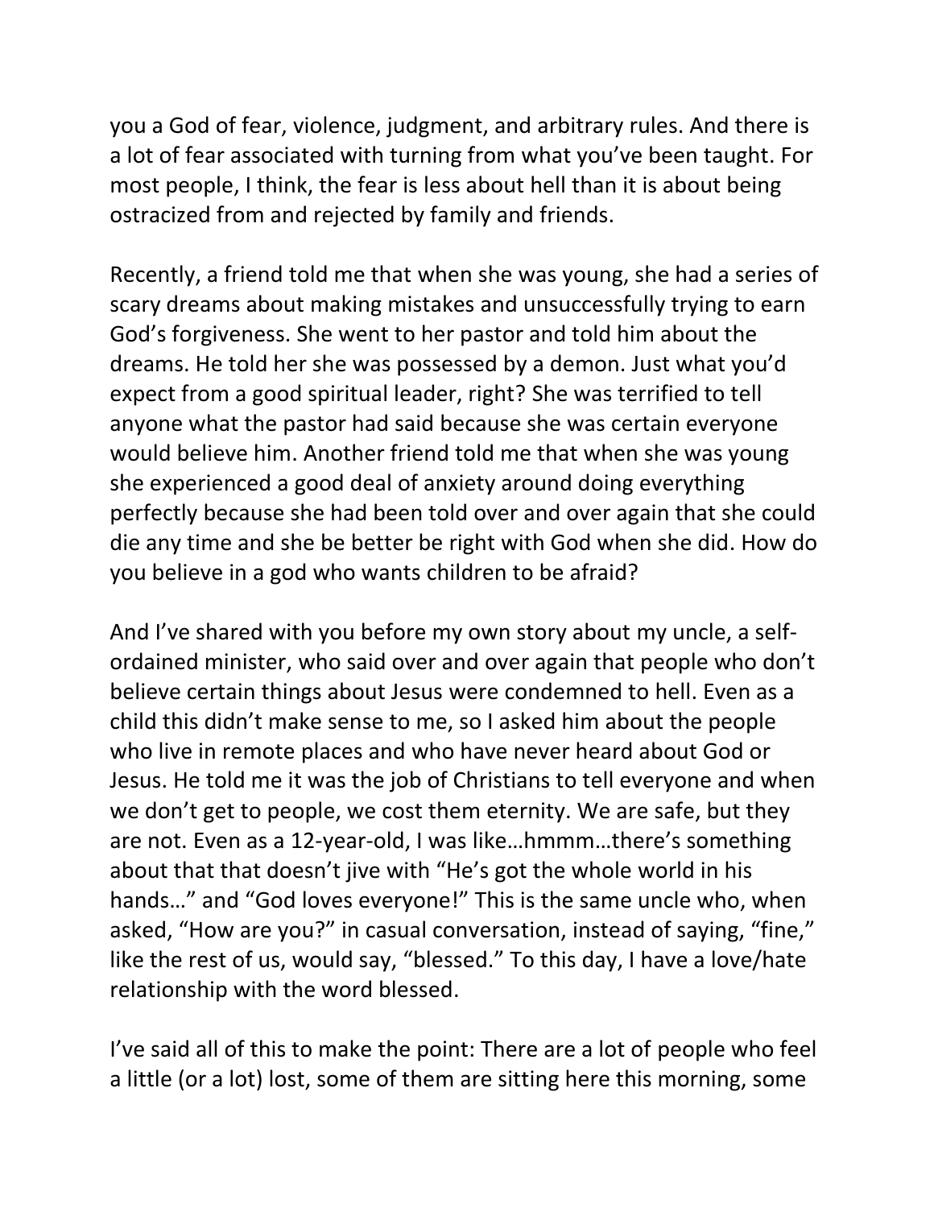you a God of fear, violence, judgment, and arbitrary rules. And there is a lot of fear associated with turning from what you've been taught. For most people, I think, the fear is less about hell than it is about being ostracized from and rejected by family and friends.

Recently, a friend told me that when she was young, she had a series of scary dreams about making mistakes and unsuccessfully trying to earn God's forgiveness. She went to her pastor and told him about the dreams. He told her she was possessed by a demon. Just what you'd expect from a good spiritual leader, right? She was terrified to tell anyone what the pastor had said because she was certain everyone would believe him. Another friend told me that when she was young she experienced a good deal of anxiety around doing everything perfectly because she had been told over and over again that she could die any time and she be better be right with God when she did. How do you believe in a god who wants children to be afraid?

And I've shared with you before my own story about my uncle, a self-ordained minister, who said over and over again that people who don't believe certain things about Jesus were condemned to hell. Even as a child this didn't make sense to me, so I asked him about the people who live in remote places and who have never heard about God or Jesus. He told me it was the job of Christians to tell everyone and when we don't get to people, we cost them eternity. We are safe, but they are not. Even as a 12-year-old, I was like…hmmm…there's something about that that doesn't jive with "He's got the whole world in his hands…" and "God loves everyone!" This is the same uncle who, when asked, "How are you?" in casual conversation, instead of saying, "fine," like the rest of us, would say, "blessed." To this day, I have a love/hate relationship with the word blessed.

I've said all of this to make the point: There are a lot of people who feel a little (or a lot) lost, some of them are sitting here this morning, some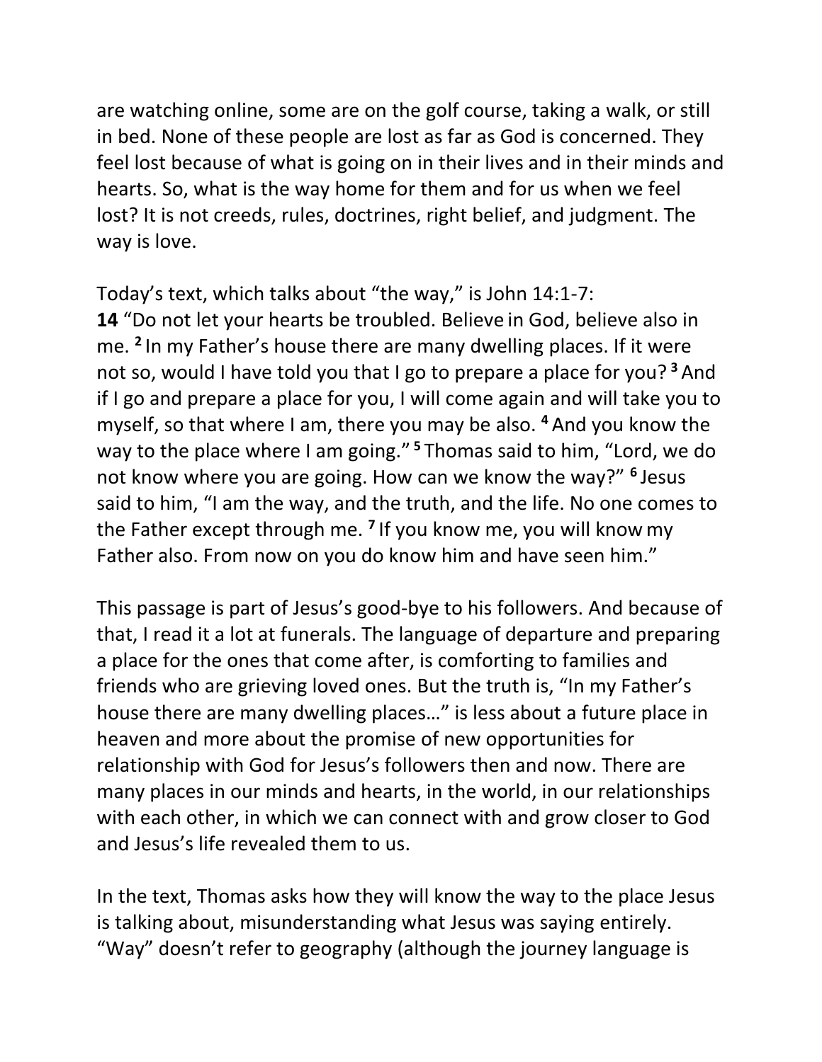are watching online, some are on the golf course, taking a walk, or still in bed. None of these people are lost as far as God is concerned. They feel lost because of what is going on in their lives and in their minds and hearts. So, what is the way home for them and for us when we feel lost? It is not creeds, rules, doctrines, right belief, and judgment. The way is love.

Today's text, which talks about "the way," is John 14:1-7:
**14** "Do not let your hearts be troubled. Believe in God, believe also in me. [2] In my Father's house there are many dwelling places. If it were not so, would I have told you that I go to prepare a place for you? [3] And if I go and prepare a place for you, I will come again and will take you to myself, so that where I am, there you may be also. [4] And you know the way to the place where I am going." [5] Thomas said to him, "Lord, we do not know where you are going. How can we know the way?" [6] Jesus said to him, "I am the way, and the truth, and the life. No one comes to the Father except through me. [7] If you know me, you will know my Father also. From now on you do know him and have seen him."

This passage is part of Jesus's good-bye to his followers. And because of that, I read it a lot at funerals. The language of departure and preparing a place for the ones that come after, is comforting to families and friends who are grieving loved ones. But the truth is, "In my Father's house there are many dwelling places…" is less about a future place in heaven and more about the promise of new opportunities for relationship with God for Jesus's followers then and now. There are many places in our minds and hearts, in the world, in our relationships with each other, in which we can connect with and grow closer to God and Jesus's life revealed them to us.

In the text, Thomas asks how they will know the way to the place Jesus is talking about, misunderstanding what Jesus was saying entirely. "Way" doesn't refer to geography (although the journey language is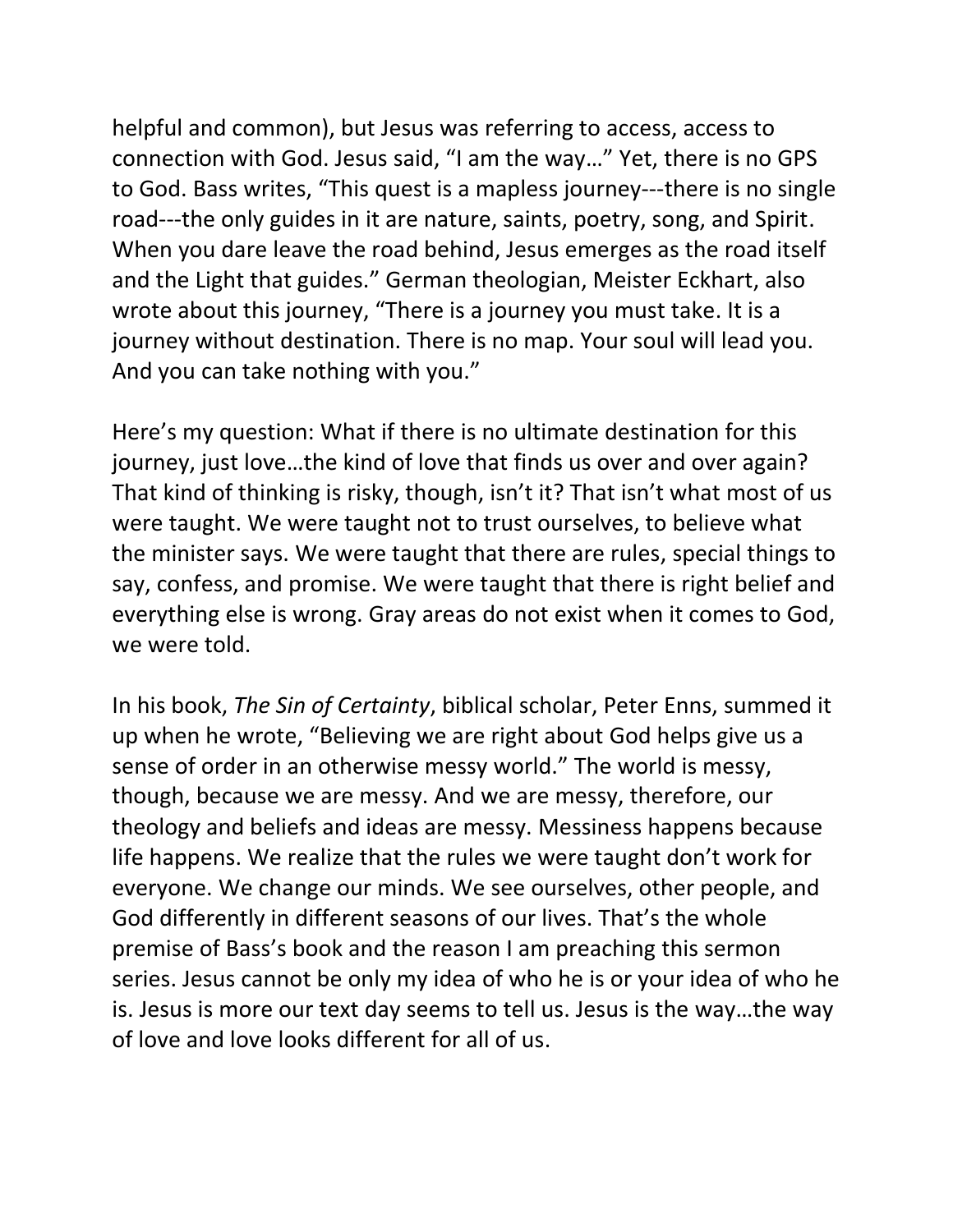helpful and common), but Jesus was referring to access, access to connection with God. Jesus said, "I am the way…" Yet, there is no GPS to God. Bass writes, "This quest is a mapless journey---there is no single road---the only guides in it are nature, saints, poetry, song, and Spirit. When you dare leave the road behind, Jesus emerges as the road itself and the Light that guides." German theologian, Meister Eckhart, also wrote about this journey, "There is a journey you must take. It is a journey without destination. There is no map. Your soul will lead you. And you can take nothing with you."

Here's my question: What if there is no ultimate destination for this journey, just love…the kind of love that finds us over and over again? That kind of thinking is risky, though, isn't it? That isn't what most of us were taught. We were taught not to trust ourselves, to believe what the minister says. We were taught that there are rules, special things to say, confess, and promise. We were taught that there is right belief and everything else is wrong. Gray areas do not exist when it comes to God, we were told.

In his book, *The Sin of Certainty*, biblical scholar, Peter Enns, summed it up when he wrote, "Believing we are right about God helps give us a sense of order in an otherwise messy world." The world is messy, though, because we are messy. And we are messy, therefore, our theology and beliefs and ideas are messy. Messiness happens because life happens. We realize that the rules we were taught don't work for everyone. We change our minds. We see ourselves, other people, and God differently in different seasons of our lives. That's the whole premise of Bass's book and the reason I am preaching this sermon series. Jesus cannot be only my idea of who he is or your idea of who he is. Jesus is more our text day seems to tell us. Jesus is the way…the way of love and love looks different for all of us.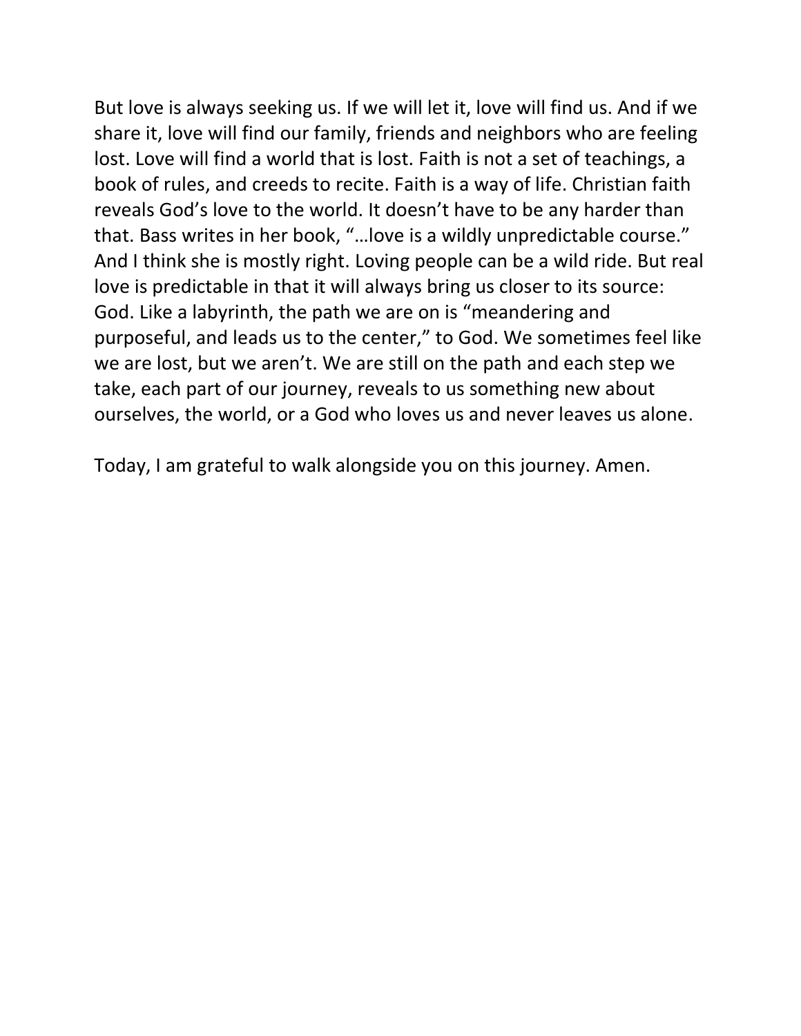But love is always seeking us. If we will let it, love will find us. And if we share it, love will find our family, friends and neighbors who are feeling lost. Love will find a world that is lost. Faith is not a set of teachings, a book of rules, and creeds to recite. Faith is a way of life. Christian faith reveals God's love to the world. It doesn't have to be any harder than that. Bass writes in her book, "…love is a wildly unpredictable course." And I think she is mostly right. Loving people can be a wild ride. But real love is predictable in that it will always bring us closer to its source: God. Like a labyrinth, the path we are on is "meandering and purposeful, and leads us to the center," to God. We sometimes feel like we are lost, but we aren't. We are still on the path and each step we take, each part of our journey, reveals to us something new about ourselves, the world, or a God who loves us and never leaves us alone.

Today, I am grateful to walk alongside you on this journey. Amen.